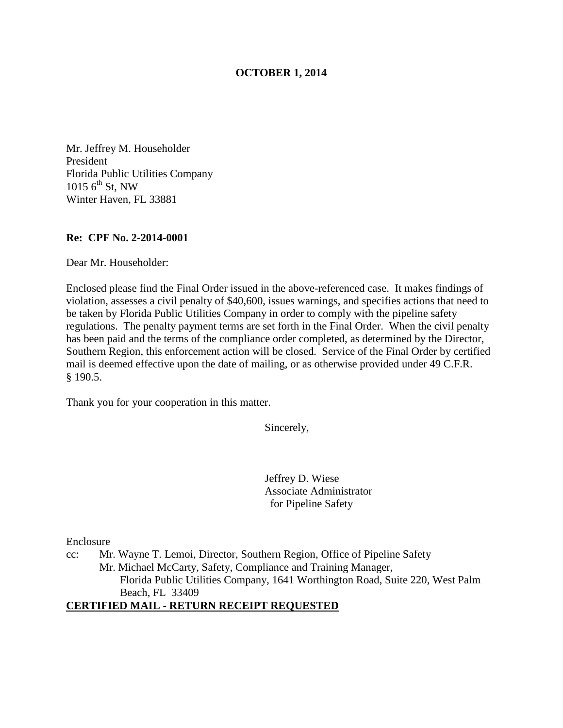**OCTOBER 1, 2014**

Mr. Jeffrey M. Householder
President
Florida Public Utilities Company
1015 6th St, NW
Winter Haven, FL 33881

**Re: CPF No. 2-2014-0001**

Dear Mr. Householder:

Enclosed please find the Final Order issued in the above-referenced case. It makes findings of violation, assesses a civil penalty of $40,600, issues warnings, and specifies actions that need to be taken by Florida Public Utilities Company in order to comply with the pipeline safety regulations. The penalty payment terms are set forth in the Final Order. When the civil penalty has been paid and the terms of the compliance order completed, as determined by the Director, Southern Region, this enforcement action will be closed. Service of the Final Order by certified mail is deemed effective upon the date of mailing, or as otherwise provided under 49 C.F.R. § 190.5.

Thank you for your cooperation in this matter.

Sincerely,

Jeffrey D. Wiese
Associate Administrator
for Pipeline Safety

Enclosure

cc: Mr. Wayne T. Lemoi, Director, Southern Region, Office of Pipeline Safety
Mr. Michael McCarty, Safety, Compliance and Training Manager, Florida Public Utilities Company, 1641 Worthington Road, Suite 220, West Palm Beach, FL 33409

**CERTIFIED MAIL - RETURN RECEIPT REQUESTED**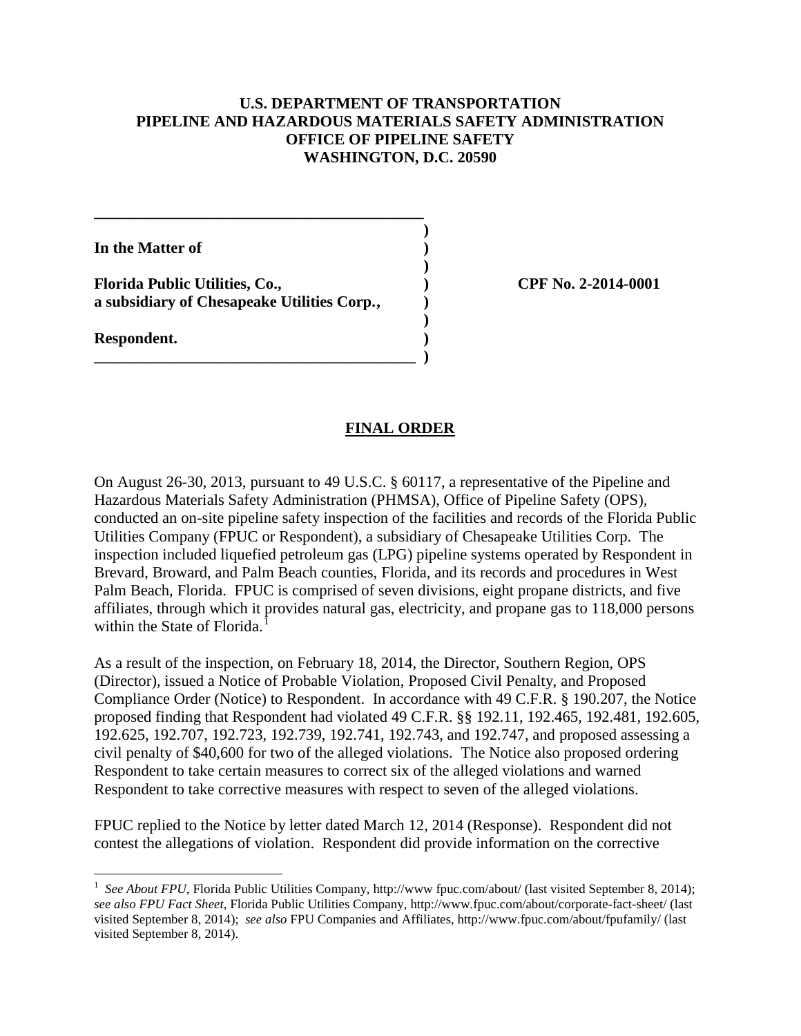**U.S. DEPARTMENT OF TRANSPORTATION**
**PIPELINE AND HAZARDOUS MATERIALS SAFETY ADMINISTRATION**
**OFFICE OF PIPELINE SAFETY**
**WASHINGTON, D.C. 20590**

**In the Matter of**

**Florida Public Utilities, Co.,**
**a subsidiary of Chesapeake Utilities Corp.,**

**Respondent.**

**CPF No. 2-2014-0001**

## FINAL ORDER

On August 26-30, 2013, pursuant to 49 U.S.C. § 60117, a representative of the Pipeline and Hazardous Materials Safety Administration (PHMSA), Office of Pipeline Safety (OPS), conducted an on-site pipeline safety inspection of the facilities and records of the Florida Public Utilities Company (FPUC or Respondent), a subsidiary of Chesapeake Utilities Corp. The inspection included liquefied petroleum gas (LPG) pipeline systems operated by Respondent in Brevard, Broward, and Palm Beach counties, Florida, and its records and procedures in West Palm Beach, Florida. FPUC is comprised of seven divisions, eight propane districts, and five affiliates, through which it provides natural gas, electricity, and propane gas to 118,000 persons within the State of Florida.[1]

As a result of the inspection, on February 18, 2014, the Director, Southern Region, OPS (Director), issued a Notice of Probable Violation, Proposed Civil Penalty, and Proposed Compliance Order (Notice) to Respondent. In accordance with 49 C.F.R. § 190.207, the Notice proposed finding that Respondent had violated 49 C.F.R. §§ 192.11, 192.465, 192.481, 192.605, 192.625, 192.707, 192.723, 192.739, 192.741, 192.743, and 192.747, and proposed assessing a civil penalty of $40,600 for two of the alleged violations. The Notice also proposed ordering Respondent to take certain measures to correct six of the alleged violations and warned Respondent to take corrective measures with respect to seven of the alleged violations.

FPUC replied to the Notice by letter dated March 12, 2014 (Response). Respondent did not contest the allegations of violation. Respondent did provide information on the corrective

---

[1] *See About FPU*, Florida Public Utilities Company, http://www fpuc.com/about/ (last visited September 8, 2014); *see also FPU Fact Sheet*, Florida Public Utilities Company, http://www.fpuc.com/about/corporate-fact-sheet/ (last visited September 8, 2014); *see also* FPU Companies and Affiliates, http://www.fpuc.com/about/fpufamily/ (last visited September 8, 2014).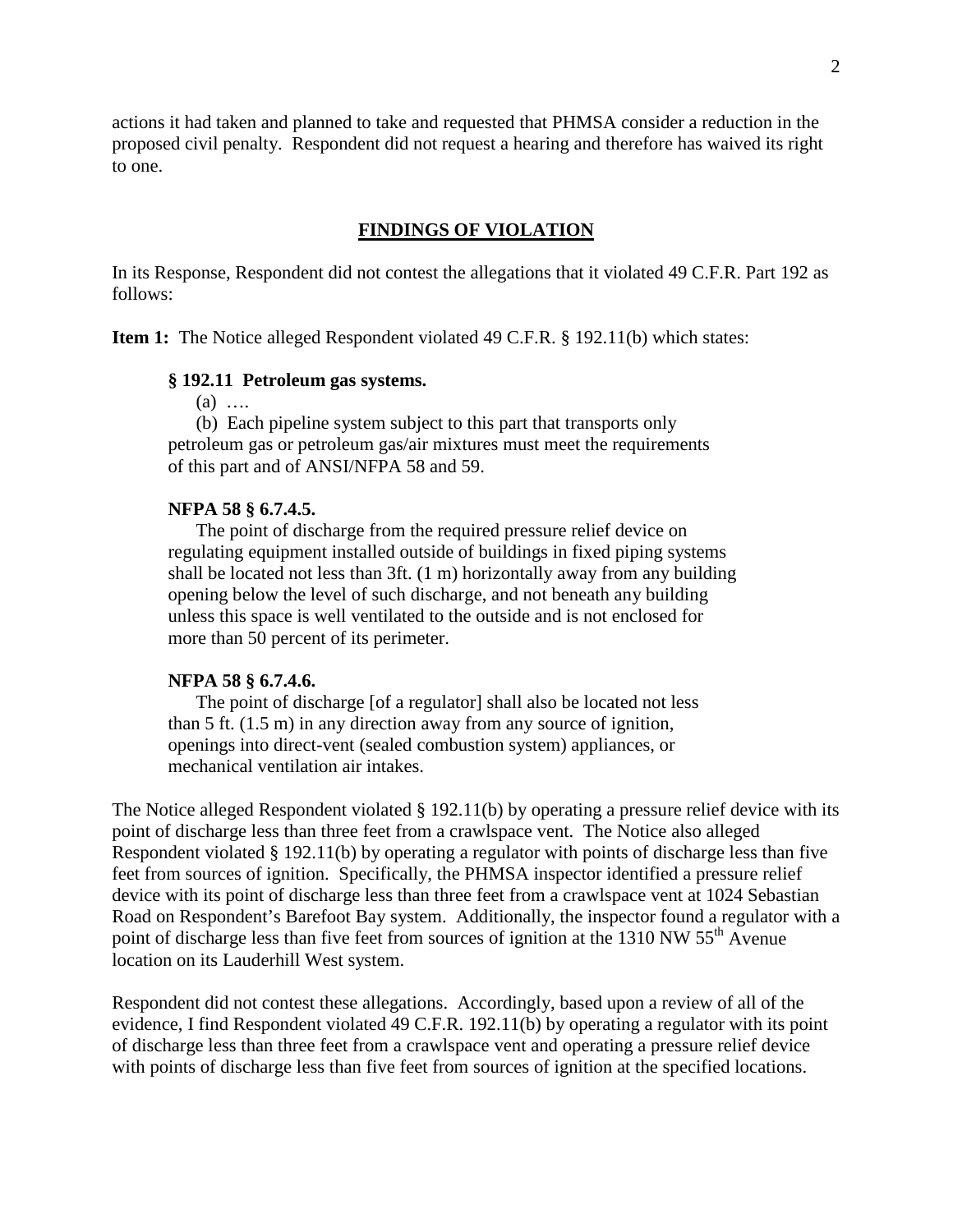actions it had taken and planned to take and requested that PHMSA consider a reduction in the proposed civil penalty. Respondent did not request a hearing and therefore has waived its right to one.

## FINDINGS OF VIOLATION

In its Response, Respondent did not contest the allegations that it violated 49 C.F.R. Part 192 as follows:

**Item 1:** The Notice alleged Respondent violated 49 C.F.R. § 192.11(b) which states:

> **§ 192.11 Petroleum gas systems.**
>
> (a) ….
>
> (b) Each pipeline system subject to this part that transports only petroleum gas or petroleum gas/air mixtures must meet the requirements of this part and of ANSI/NFPA 58 and 59.
>
> **NFPA 58 § 6.7.4.5.**
>
> The point of discharge from the required pressure relief device on regulating equipment installed outside of buildings in fixed piping systems shall be located not less than 3ft. (1 m) horizontally away from any building opening below the level of such discharge, and not beneath any building unless this space is well ventilated to the outside and is not enclosed for more than 50 percent of its perimeter.
>
> **NFPA 58 § 6.7.4.6.**
>
> The point of discharge [of a regulator] shall also be located not less than 5 ft. (1.5 m) in any direction away from any source of ignition, openings into direct-vent (sealed combustion system) appliances, or mechanical ventilation air intakes.

The Notice alleged Respondent violated § 192.11(b) by operating a pressure relief device with its point of discharge less than three feet from a crawlspace vent. The Notice also alleged Respondent violated § 192.11(b) by operating a regulator with points of discharge less than five feet from sources of ignition. Specifically, the PHMSA inspector identified a pressure relief device with its point of discharge less than three feet from a crawlspace vent at 1024 Sebastian Road on Respondent's Barefoot Bay system. Additionally, the inspector found a regulator with a point of discharge less than five feet from sources of ignition at the 1310 NW 55th Avenue location on its Lauderhill West system.

Respondent did not contest these allegations. Accordingly, based upon a review of all of the evidence, I find Respondent violated 49 C.F.R. 192.11(b) by operating a regulator with its point of discharge less than three feet from a crawlspace vent and operating a pressure relief device with points of discharge less than five feet from sources of ignition at the specified locations.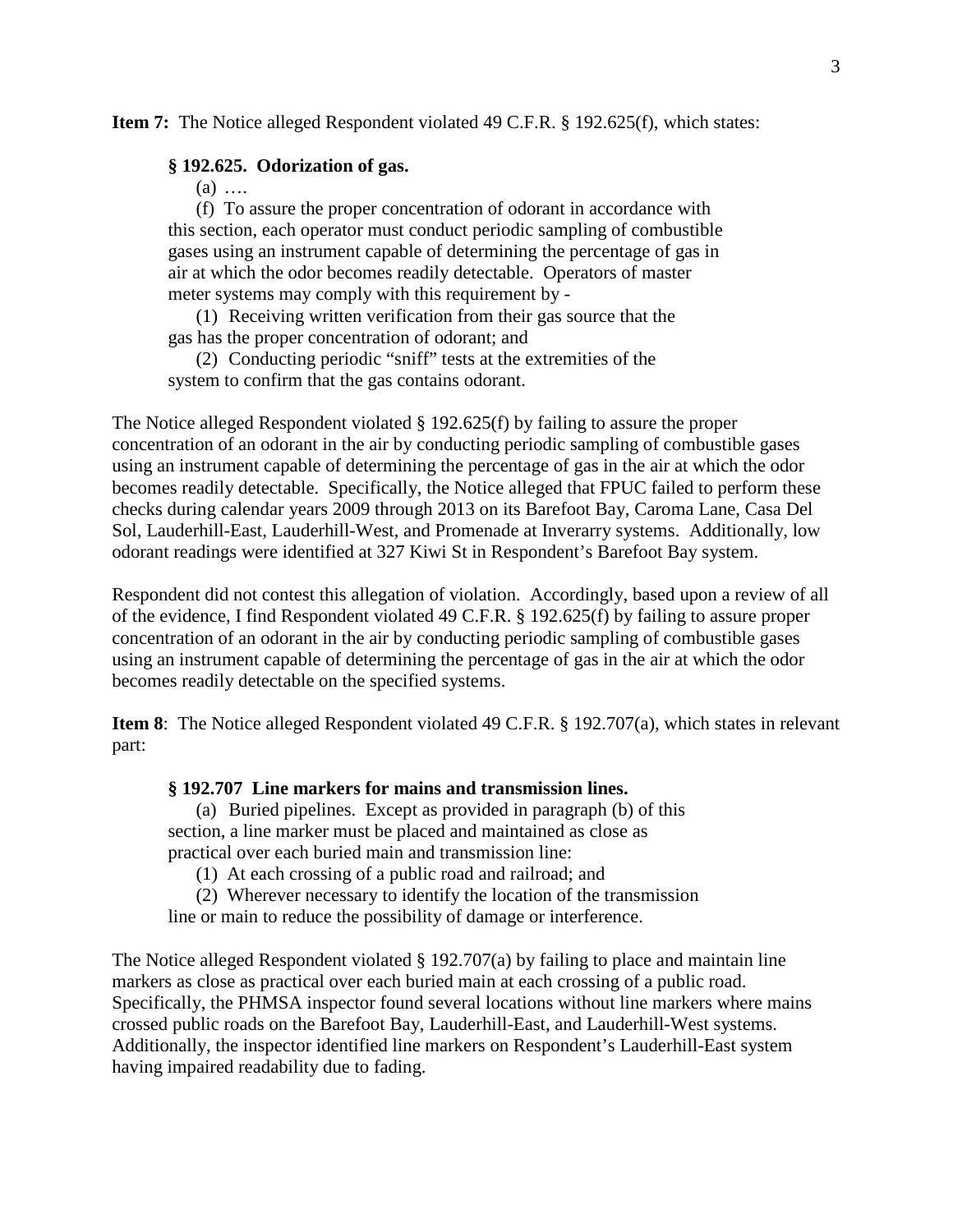**Item 7:** The Notice alleged Respondent violated 49 C.F.R. § 192.625(f), which states:

> **§ 192.625. Odorization of gas.**
>
> (a) ….
>
> (f) To assure the proper concentration of odorant in accordance with this section, each operator must conduct periodic sampling of combustible gases using an instrument capable of determining the percentage of gas in air at which the odor becomes readily detectable. Operators of master meter systems may comply with this requirement by -
>
> (1) Receiving written verification from their gas source that the gas has the proper concentration of odorant; and
>
> (2) Conducting periodic "sniff" tests at the extremities of the system to confirm that the gas contains odorant.

The Notice alleged Respondent violated § 192.625(f) by failing to assure the proper concentration of an odorant in the air by conducting periodic sampling of combustible gases using an instrument capable of determining the percentage of gas in the air at which the odor becomes readily detectable. Specifically, the Notice alleged that FPUC failed to perform these checks during calendar years 2009 through 2013 on its Barefoot Bay, Caroma Lane, Casa Del Sol, Lauderhill-East, Lauderhill-West, and Promenade at Inverarry systems. Additionally, low odorant readings were identified at 327 Kiwi St in Respondent's Barefoot Bay system.

Respondent did not contest this allegation of violation. Accordingly, based upon a review of all of the evidence, I find Respondent violated 49 C.F.R. § 192.625(f) by failing to assure proper concentration of an odorant in the air by conducting periodic sampling of combustible gases using an instrument capable of determining the percentage of gas in the air at which the odor becomes readily detectable on the specified systems.

**Item 8**: The Notice alleged Respondent violated 49 C.F.R. § 192.707(a), which states in relevant part:

> **§ 192.707 Line markers for mains and transmission lines.**
>
> (a) Buried pipelines. Except as provided in paragraph (b) of this section, a line marker must be placed and maintained as close as practical over each buried main and transmission line:
>
> (1) At each crossing of a public road and railroad; and
>
> (2) Wherever necessary to identify the location of the transmission line or main to reduce the possibility of damage or interference.

The Notice alleged Respondent violated § 192.707(a) by failing to place and maintain line markers as close as practical over each buried main at each crossing of a public road. Specifically, the PHMSA inspector found several locations without line markers where mains crossed public roads on the Barefoot Bay, Lauderhill-East, and Lauderhill-West systems. Additionally, the inspector identified line markers on Respondent's Lauderhill-East system having impaired readability due to fading.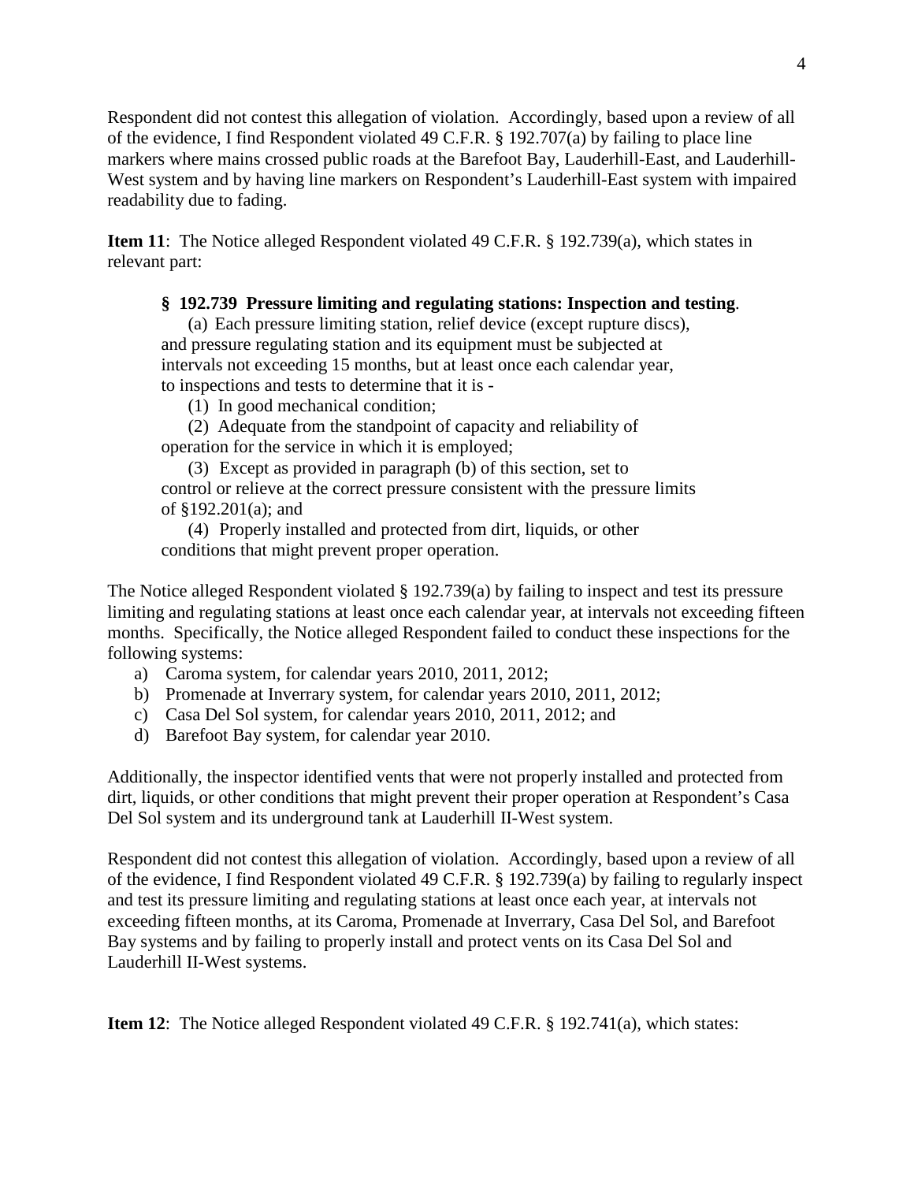Respondent did not contest this allegation of violation. Accordingly, based upon a review of all of the evidence, I find Respondent violated 49 C.F.R. § 192.707(a) by failing to place line markers where mains crossed public roads at the Barefoot Bay, Lauderhill-East, and Lauderhill-West system and by having line markers on Respondent's Lauderhill-East system with impaired readability due to fading.

**Item 11**: The Notice alleged Respondent violated 49 C.F.R. § 192.739(a), which states in relevant part:

> **§ 192.739 Pressure limiting and regulating stations: Inspection and testing**.
>
> (a) Each pressure limiting station, relief device (except rupture discs), and pressure regulating station and its equipment must be subjected at intervals not exceeding 15 months, but at least once each calendar year, to inspections and tests to determine that it is -
>
> (1) In good mechanical condition;
>
> (2) Adequate from the standpoint of capacity and reliability of operation for the service in which it is employed;
>
> (3) Except as provided in paragraph (b) of this section, set to control or relieve at the correct pressure consistent with the pressure limits of §192.201(a); and
>
> (4) Properly installed and protected from dirt, liquids, or other conditions that might prevent proper operation.

The Notice alleged Respondent violated § 192.739(a) by failing to inspect and test its pressure limiting and regulating stations at least once each calendar year, at intervals not exceeding fifteen months. Specifically, the Notice alleged Respondent failed to conduct these inspections for the following systems:

a) Caroma system, for calendar years 2010, 2011, 2012;
b) Promenade at Inverrary system, for calendar years 2010, 2011, 2012;
c) Casa Del Sol system, for calendar years 2010, 2011, 2012; and
d) Barefoot Bay system, for calendar year 2010.

Additionally, the inspector identified vents that were not properly installed and protected from dirt, liquids, or other conditions that might prevent their proper operation at Respondent's Casa Del Sol system and its underground tank at Lauderhill II-West system.

Respondent did not contest this allegation of violation. Accordingly, based upon a review of all of the evidence, I find Respondent violated 49 C.F.R. § 192.739(a) by failing to regularly inspect and test its pressure limiting and regulating stations at least once each year, at intervals not exceeding fifteen months, at its Caroma, Promenade at Inverrary, Casa Del Sol, and Barefoot Bay systems and by failing to properly install and protect vents on its Casa Del Sol and Lauderhill II-West systems.

**Item 12**: The Notice alleged Respondent violated 49 C.F.R. § 192.741(a), which states: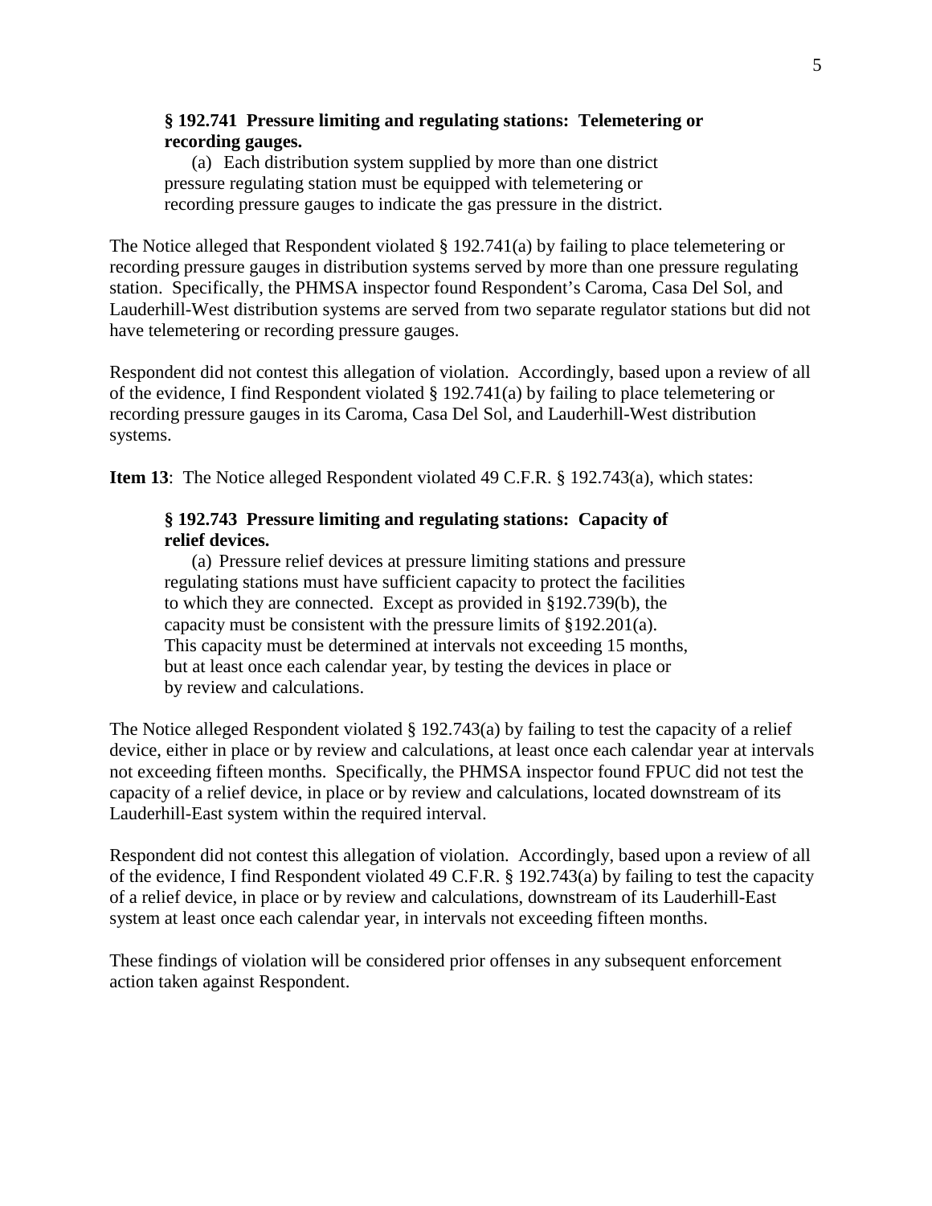> **§ 192.741 Pressure limiting and regulating stations: Telemetering or recording gauges.**
>
> (a) Each distribution system supplied by more than one district pressure regulating station must be equipped with telemetering or recording pressure gauges to indicate the gas pressure in the district.

The Notice alleged that Respondent violated § 192.741(a) by failing to place telemetering or recording pressure gauges in distribution systems served by more than one pressure regulating station. Specifically, the PHMSA inspector found Respondent's Caroma, Casa Del Sol, and Lauderhill-West distribution systems are served from two separate regulator stations but did not have telemetering or recording pressure gauges.

Respondent did not contest this allegation of violation. Accordingly, based upon a review of all of the evidence, I find Respondent violated § 192.741(a) by failing to place telemetering or recording pressure gauges in its Caroma, Casa Del Sol, and Lauderhill-West distribution systems.

**Item 13**: The Notice alleged Respondent violated 49 C.F.R. § 192.743(a), which states:

> **§ 192.743 Pressure limiting and regulating stations: Capacity of relief devices.**
>
> (a) Pressure relief devices at pressure limiting stations and pressure regulating stations must have sufficient capacity to protect the facilities to which they are connected. Except as provided in §192.739(b), the capacity must be consistent with the pressure limits of §192.201(a). This capacity must be determined at intervals not exceeding 15 months, but at least once each calendar year, by testing the devices in place or by review and calculations.

The Notice alleged Respondent violated § 192.743(a) by failing to test the capacity of a relief device, either in place or by review and calculations, at least once each calendar year at intervals not exceeding fifteen months. Specifically, the PHMSA inspector found FPUC did not test the capacity of a relief device, in place or by review and calculations, located downstream of its Lauderhill-East system within the required interval.

Respondent did not contest this allegation of violation. Accordingly, based upon a review of all of the evidence, I find Respondent violated 49 C.F.R. § 192.743(a) by failing to test the capacity of a relief device, in place or by review and calculations, downstream of its Lauderhill-East system at least once each calendar year, in intervals not exceeding fifteen months.

These findings of violation will be considered prior offenses in any subsequent enforcement action taken against Respondent.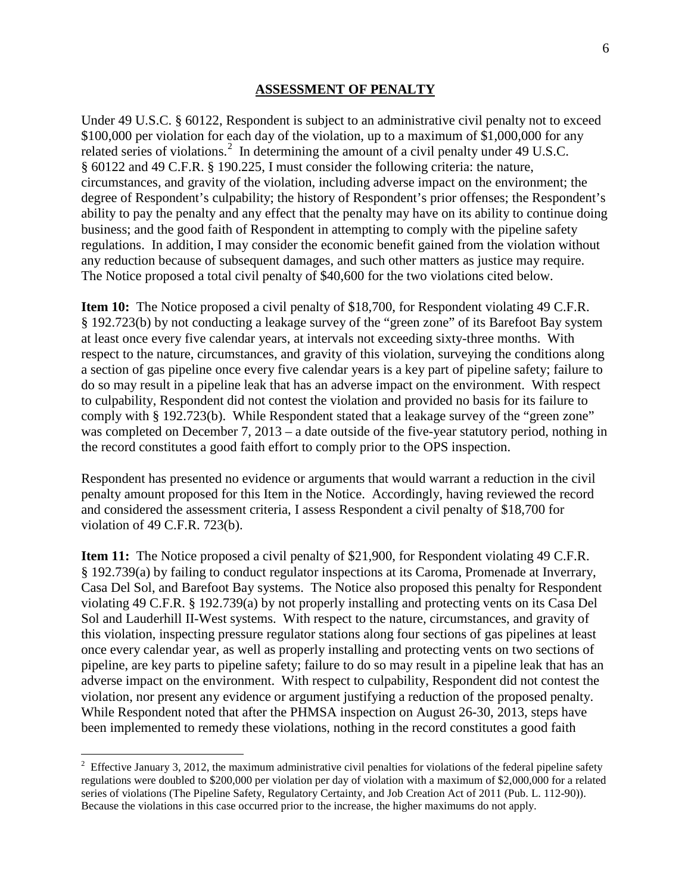## ASSESSMENT OF PENALTY

Under 49 U.S.C. § 60122, Respondent is subject to an administrative civil penalty not to exceed $100,000 per violation for each day of the violation, up to a maximum of $1,000,000 for any related series of violations.[2] In determining the amount of a civil penalty under 49 U.S.C. § 60122 and 49 C.F.R. § 190.225, I must consider the following criteria: the nature, circumstances, and gravity of the violation, including adverse impact on the environment; the degree of Respondent's culpability; the history of Respondent's prior offenses; the Respondent's ability to pay the penalty and any effect that the penalty may have on its ability to continue doing business; and the good faith of Respondent in attempting to comply with the pipeline safety regulations. In addition, I may consider the economic benefit gained from the violation without any reduction because of subsequent damages, and such other matters as justice may require. The Notice proposed a total civil penalty of $40,600 for the two violations cited below.

**Item 10:** The Notice proposed a civil penalty of $18,700, for Respondent violating 49 C.F.R. § 192.723(b) by not conducting a leakage survey of the "green zone" of its Barefoot Bay system at least once every five calendar years, at intervals not exceeding sixty-three months. With respect to the nature, circumstances, and gravity of this violation, surveying the conditions along a section of gas pipeline once every five calendar years is a key part of pipeline safety; failure to do so may result in a pipeline leak that has an adverse impact on the environment. With respect to culpability, Respondent did not contest the violation and provided no basis for its failure to comply with § 192.723(b). While Respondent stated that a leakage survey of the "green zone" was completed on December 7, 2013 – a date outside of the five-year statutory period, nothing in the record constitutes a good faith effort to comply prior to the OPS inspection.

Respondent has presented no evidence or arguments that would warrant a reduction in the civil penalty amount proposed for this Item in the Notice. Accordingly, having reviewed the record and considered the assessment criteria, I assess Respondent a civil penalty of $18,700 for violation of 49 C.F.R. 723(b).

**Item 11:** The Notice proposed a civil penalty of $21,900, for Respondent violating 49 C.F.R. § 192.739(a) by failing to conduct regulator inspections at its Caroma, Promenade at Inverrary, Casa Del Sol, and Barefoot Bay systems. The Notice also proposed this penalty for Respondent violating 49 C.F.R. § 192.739(a) by not properly installing and protecting vents on its Casa Del Sol and Lauderhill II-West systems. With respect to the nature, circumstances, and gravity of this violation, inspecting pressure regulator stations along four sections of gas pipelines at least once every calendar year, as well as properly installing and protecting vents on two sections of pipeline, are key parts to pipeline safety; failure to do so may result in a pipeline leak that has an adverse impact on the environment. With respect to culpability, Respondent did not contest the violation, nor present any evidence or argument justifying a reduction of the proposed penalty. While Respondent noted that after the PHMSA inspection on August 26-30, 2013, steps have been implemented to remedy these violations, nothing in the record constitutes a good faith

---

[2] Effective January 3, 2012, the maximum administrative civil penalties for violations of the federal pipeline safety regulations were doubled to $200,000 per violation per day of violation with a maximum of $2,000,000 for a related series of violations (The Pipeline Safety, Regulatory Certainty, and Job Creation Act of 2011 (Pub. L. 112-90)). Because the violations in this case occurred prior to the increase, the higher maximums do not apply.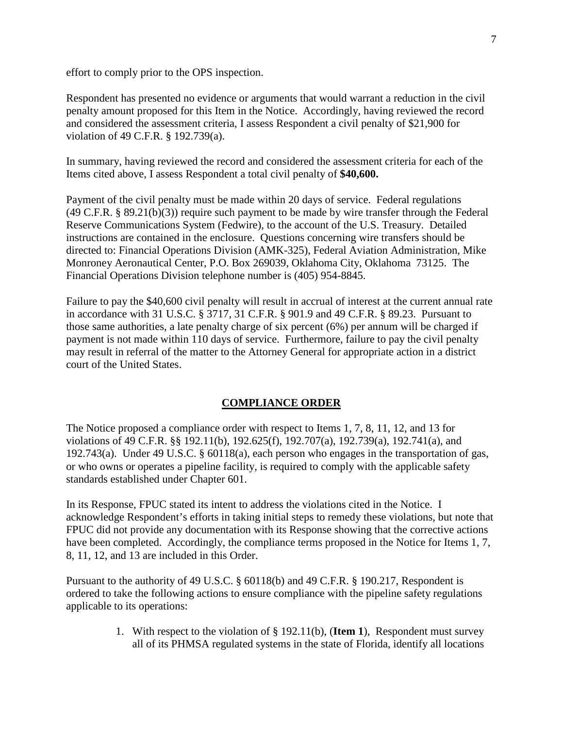effort to comply prior to the OPS inspection.

Respondent has presented no evidence or arguments that would warrant a reduction in the civil penalty amount proposed for this Item in the Notice. Accordingly, having reviewed the record and considered the assessment criteria, I assess Respondent a civil penalty of $21,900 for violation of 49 C.F.R. § 192.739(a).

In summary, having reviewed the record and considered the assessment criteria for each of the Items cited above, I assess Respondent a total civil penalty of **$40,600.**

Payment of the civil penalty must be made within 20 days of service. Federal regulations (49 C.F.R. § 89.21(b)(3)) require such payment to be made by wire transfer through the Federal Reserve Communications System (Fedwire), to the account of the U.S. Treasury. Detailed instructions are contained in the enclosure. Questions concerning wire transfers should be directed to: Financial Operations Division (AMK-325), Federal Aviation Administration, Mike Monroney Aeronautical Center, P.O. Box 269039, Oklahoma City, Oklahoma 73125. The Financial Operations Division telephone number is (405) 954-8845.

Failure to pay the $40,600 civil penalty will result in accrual of interest at the current annual rate in accordance with 31 U.S.C. § 3717, 31 C.F.R. § 901.9 and 49 C.F.R. § 89.23. Pursuant to those same authorities, a late penalty charge of six percent (6%) per annum will be charged if payment is not made within 110 days of service. Furthermore, failure to pay the civil penalty may result in referral of the matter to the Attorney General for appropriate action in a district court of the United States.

## COMPLIANCE ORDER

The Notice proposed a compliance order with respect to Items 1, 7, 8, 11, 12, and 13 for violations of 49 C.F.R. §§ 192.11(b), 192.625(f), 192.707(a), 192.739(a), 192.741(a), and 192.743(a). Under 49 U.S.C. § 60118(a), each person who engages in the transportation of gas, or who owns or operates a pipeline facility, is required to comply with the applicable safety standards established under Chapter 601.

In its Response, FPUC stated its intent to address the violations cited in the Notice. I acknowledge Respondent's efforts in taking initial steps to remedy these violations, but note that FPUC did not provide any documentation with its Response showing that the corrective actions have been completed. Accordingly, the compliance terms proposed in the Notice for Items 1, 7, 8, 11, 12, and 13 are included in this Order.

Pursuant to the authority of 49 U.S.C. § 60118(b) and 49 C.F.R. § 190.217, Respondent is ordered to take the following actions to ensure compliance with the pipeline safety regulations applicable to its operations:

1. With respect to the violation of § 192.11(b), (**Item 1**), Respondent must survey all of its PHMSA regulated systems in the state of Florida, identify all locations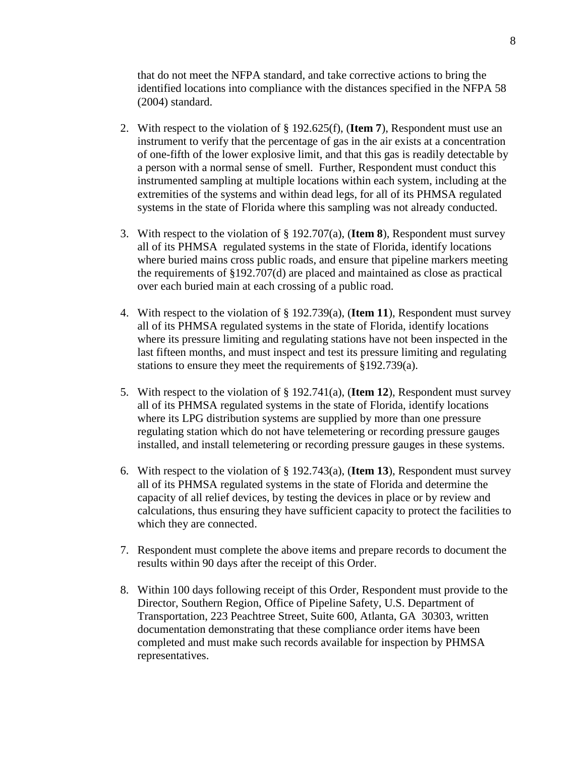that do not meet the NFPA standard, and take corrective actions to bring the identified locations into compliance with the distances specified in the NFPA 58 (2004) standard.

2. With respect to the violation of § 192.625(f), (**Item 7**), Respondent must use an instrument to verify that the percentage of gas in the air exists at a concentration of one-fifth of the lower explosive limit, and that this gas is readily detectable by a person with a normal sense of smell. Further, Respondent must conduct this instrumented sampling at multiple locations within each system, including at the extremities of the systems and within dead legs, for all of its PHMSA regulated systems in the state of Florida where this sampling was not already conducted.

3. With respect to the violation of § 192.707(a), (**Item 8**), Respondent must survey all of its PHMSA regulated systems in the state of Florida, identify locations where buried mains cross public roads, and ensure that pipeline markers meeting the requirements of §192.707(d) are placed and maintained as close as practical over each buried main at each crossing of a public road.

4. With respect to the violation of § 192.739(a), (**Item 11**), Respondent must survey all of its PHMSA regulated systems in the state of Florida, identify locations where its pressure limiting and regulating stations have not been inspected in the last fifteen months, and must inspect and test its pressure limiting and regulating stations to ensure they meet the requirements of §192.739(a).

5. With respect to the violation of § 192.741(a), (**Item 12**), Respondent must survey all of its PHMSA regulated systems in the state of Florida, identify locations where its LPG distribution systems are supplied by more than one pressure regulating station which do not have telemetering or recording pressure gauges installed, and install telemetering or recording pressure gauges in these systems.

6. With respect to the violation of § 192.743(a), (**Item 13**), Respondent must survey all of its PHMSA regulated systems in the state of Florida and determine the capacity of all relief devices, by testing the devices in place or by review and calculations, thus ensuring they have sufficient capacity to protect the facilities to which they are connected.

7. Respondent must complete the above items and prepare records to document the results within 90 days after the receipt of this Order.

8. Within 100 days following receipt of this Order, Respondent must provide to the Director, Southern Region, Office of Pipeline Safety, U.S. Department of Transportation, 223 Peachtree Street, Suite 600, Atlanta, GA 30303, written documentation demonstrating that these compliance order items have been completed and must make such records available for inspection by PHMSA representatives.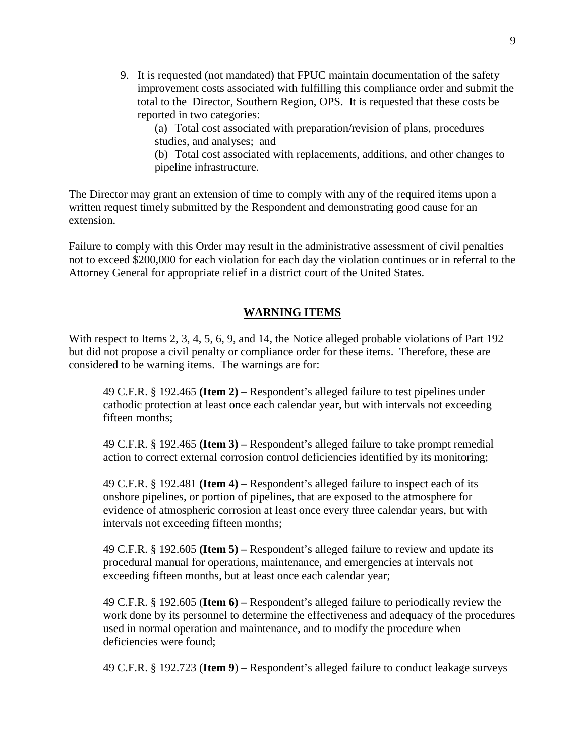9. It is requested (not mandated) that FPUC maintain documentation of the safety improvement costs associated with fulfilling this compliance order and submit the total to the Director, Southern Region, OPS. It is requested that these costs be reported in two categories:

   (a) Total cost associated with preparation/revision of plans, procedures studies, and analyses; and

   (b) Total cost associated with replacements, additions, and other changes to pipeline infrastructure.

The Director may grant an extension of time to comply with any of the required items upon a written request timely submitted by the Respondent and demonstrating good cause for an extension.

Failure to comply with this Order may result in the administrative assessment of civil penalties not to exceed $200,000 for each violation for each day the violation continues or in referral to the Attorney General for appropriate relief in a district court of the United States.

## WARNING ITEMS

With respect to Items 2, 3, 4, 5, 6, 9, and 14, the Notice alleged probable violations of Part 192 but did not propose a civil penalty or compliance order for these items. Therefore, these are considered to be warning items. The warnings are for:

49 C.F.R. § 192.465 **(Item 2)** – Respondent's alleged failure to test pipelines under cathodic protection at least once each calendar year, but with intervals not exceeding fifteen months;

49 C.F.R. § 192.465 **(Item 3) –** Respondent's alleged failure to take prompt remedial action to correct external corrosion control deficiencies identified by its monitoring;

49 C.F.R. § 192.481 **(Item 4)** – Respondent's alleged failure to inspect each of its onshore pipelines, or portion of pipelines, that are exposed to the atmosphere for evidence of atmospheric corrosion at least once every three calendar years, but with intervals not exceeding fifteen months;

49 C.F.R. § 192.605 **(Item 5) –** Respondent's alleged failure to review and update its procedural manual for operations, maintenance, and emergencies at intervals not exceeding fifteen months, but at least once each calendar year;

49 C.F.R. § 192.605 (**Item 6) –** Respondent's alleged failure to periodically review the work done by its personnel to determine the effectiveness and adequacy of the procedures used in normal operation and maintenance, and to modify the procedure when deficiencies were found;

49 C.F.R. § 192.723 (**Item 9**) – Respondent's alleged failure to conduct leakage surveys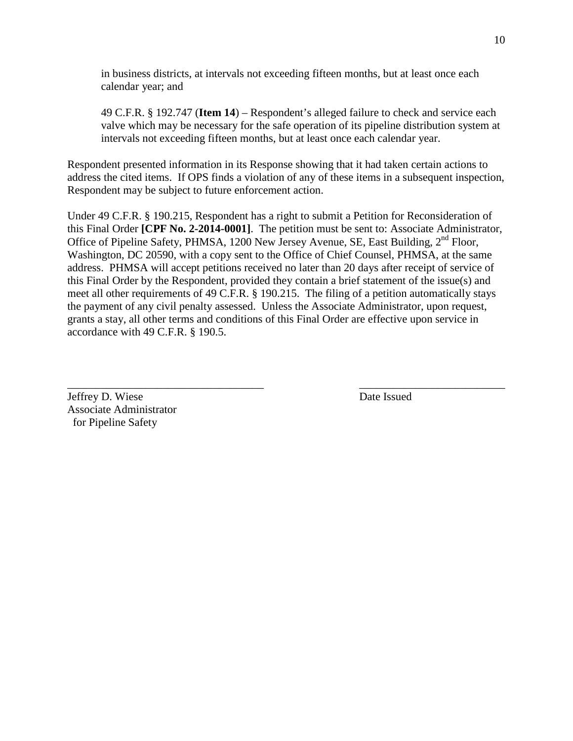in business districts, at intervals not exceeding fifteen months, but at least once each calendar year; and

49 C.F.R. § 192.747 (**Item 14**) – Respondent's alleged failure to check and service each valve which may be necessary for the safe operation of its pipeline distribution system at intervals not exceeding fifteen months, but at least once each calendar year.

Respondent presented information in its Response showing that it had taken certain actions to address the cited items. If OPS finds a violation of any of these items in a subsequent inspection, Respondent may be subject to future enforcement action.

Under 49 C.F.R. § 190.215, Respondent has a right to submit a Petition for Reconsideration of this Final Order **[CPF No. 2-2014-0001]**. The petition must be sent to: Associate Administrator, Office of Pipeline Safety, PHMSA, 1200 New Jersey Avenue, SE, East Building, 2nd Floor, Washington, DC 20590, with a copy sent to the Office of Chief Counsel, PHMSA, at the same address. PHMSA will accept petitions received no later than 20 days after receipt of service of this Final Order by the Respondent, provided they contain a brief statement of the issue(s) and meet all other requirements of 49 C.F.R. § 190.215. The filing of a petition automatically stays the payment of any civil penalty assessed. Unless the Associate Administrator, upon request, grants a stay, all other terms and conditions of this Final Order are effective upon service in accordance with 49 C.F.R. § 190.5.

\_\_\_\_\_\_\_\_\_\_\_\_\_\_\_\_\_\_\_\_\_\_\_\_\_\_\_\_\_\_\_\_\_\_\_\_
Jeffrey D. Wiese
Associate Administrator
for Pipeline Safety

\_\_\_\_\_\_\_\_\_\_\_\_\_\_\_\_\_\_\_\_\_\_\_\_\_\_\_
Date Issued